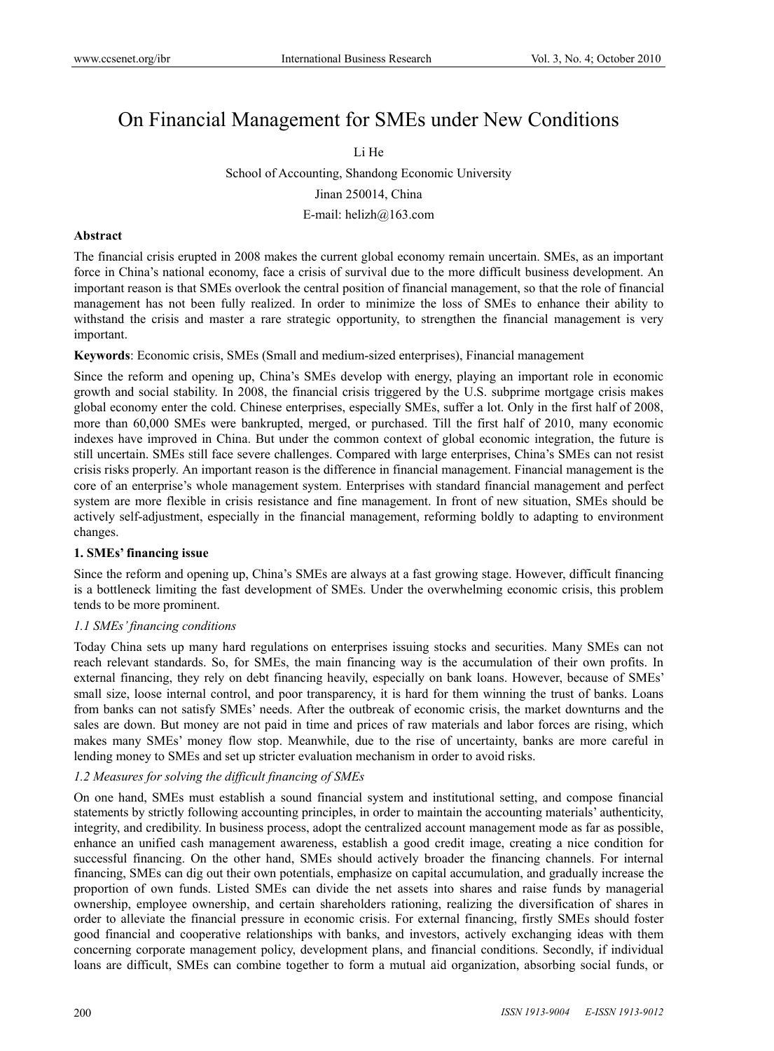# On Financial Management for SMEs under New Conditions

Li He

School of Accounting, Shandong Economic University

Jinan 250014, China

E-mail: helizh@163.com

**Abstract**

The financial crisis erupted in 2008 makes the current global economy remain uncertain. SMEs, as an important force in China's national economy, face a crisis of survival due to the more difficult business development. An important reason is that SMEs overlook the central position of financial management, so that the role of financial management has not been fully realized. In order to minimize the loss of SMEs to enhance their ability to withstand the crisis and master a rare strategic opportunity, to strengthen the financial management is very important.

**Keywords**: Economic crisis, SMEs (Small and medium-sized enterprises), Financial management

Since the reform and opening up, China's SMEs develop with energy, playing an important role in economic growth and social stability. In 2008, the financial crisis triggered by the U.S. subprime mortgage crisis makes global economy enter the cold. Chinese enterprises, especially SMEs, suffer a lot. Only in the first half of 2008, more than 60,000 SMEs were bankrupted, merged, or purchased. Till the first half of 2010, many economic indexes have improved in China. But under the common context of global economic integration, the future is still uncertain. SMEs still face severe challenges. Compared with large enterprises, China's SMEs can not resist crisis risks properly. An important reason is the difference in financial management. Financial management is the core of an enterprise's whole management system. Enterprises with standard financial management and perfect system are more flexible in crisis resistance and fine management. In front of new situation, SMEs should be actively self-adjustment, especially in the financial management, reforming boldly to adapting to environment changes.

## 1. SMEs' financing issue

Since the reform and opening up, China's SMEs are always at a fast growing stage. However, difficult financing is a bottleneck limiting the fast development of SMEs. Under the overwhelming economic crisis, this problem tends to be more prominent.

### *1.1 SMEs' financing conditions*

Today China sets up many hard regulations on enterprises issuing stocks and securities. Many SMEs can not reach relevant standards. So, for SMEs, the main financing way is the accumulation of their own profits. In external financing, they rely on debt financing heavily, especially on bank loans. However, because of SMEs' small size, loose internal control, and poor transparency, it is hard for them winning the trust of banks. Loans from banks can not satisfy SMEs' needs. After the outbreak of economic crisis, the market downturns and the sales are down. But money are not paid in time and prices of raw materials and labor forces are rising, which makes many SMEs' money flow stop. Meanwhile, due to the rise of uncertainty, banks are more careful in lending money to SMEs and set up stricter evaluation mechanism in order to avoid risks.

### *1.2 Measures for solving the difficult financing of SMEs*

On one hand, SMEs must establish a sound financial system and institutional setting, and compose financial statements by strictly following accounting principles, in order to maintain the accounting materials' authenticity, integrity, and credibility. In business process, adopt the centralized account management mode as far as possible, enhance an unified cash management awareness, establish a good credit image, creating a nice condition for successful financing. On the other hand, SMEs should actively broader the financing channels. For internal financing, SMEs can dig out their own potentials, emphasize on capital accumulation, and gradually increase the proportion of own funds. Listed SMEs can divide the net assets into shares and raise funds by managerial ownership, employee ownership, and certain shareholders rationing, realizing the diversification of shares in order to alleviate the financial pressure in economic crisis. For external financing, firstly SMEs should foster good financial and cooperative relationships with banks, and investors, actively exchanging ideas with them concerning corporate management policy, development plans, and financial conditions. Secondly, if individual loans are difficult, SMEs can combine together to form a mutual aid organization, absorbing social funds, or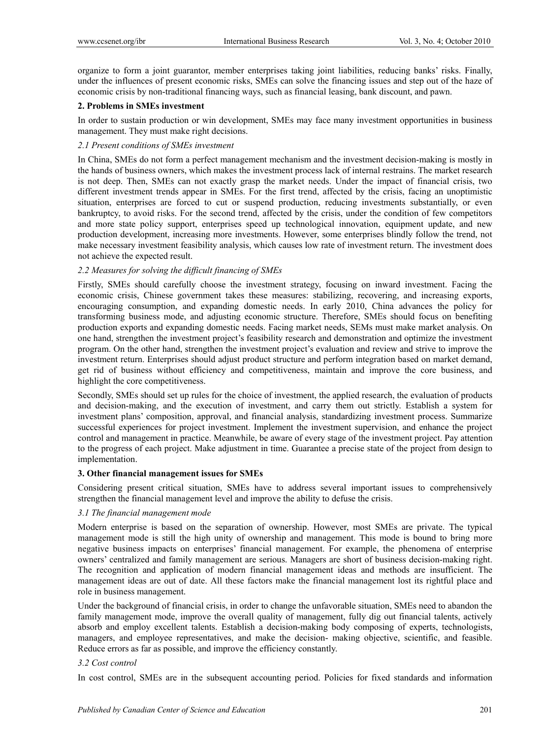organize to form a joint guarantor, member enterprises taking joint liabilities, reducing banks' risks. Finally, under the influences of present economic risks, SMEs can solve the financing issues and step out of the haze of economic crisis by non-traditional financing ways, such as financial leasing, bank discount, and pawn.

## 2. Problems in SMEs investment

In order to sustain production or win development, SMEs may face many investment opportunities in business management. They must make right decisions.

### *2.1 Present conditions of SMEs investment*

In China, SMEs do not form a perfect management mechanism and the investment decision-making is mostly in the hands of business owners, which makes the investment process lack of internal restrains. The market research is not deep. Then, SMEs can not exactly grasp the market needs. Under the impact of financial crisis, two different investment trends appear in SMEs. For the first trend, affected by the crisis, facing an unoptimistic situation, enterprises are forced to cut or suspend production, reducing investments substantially, or even bankruptcy, to avoid risks. For the second trend, affected by the crisis, under the condition of few competitors and more state policy support, enterprises speed up technological innovation, equipment update, and new production development, increasing more investments. However, some enterprises blindly follow the trend, not make necessary investment feasibility analysis, which causes low rate of investment return. The investment does not achieve the expected result.

### *2.2 Measures for solving the difficult financing of SMEs*

Firstly, SMEs should carefully choose the investment strategy, focusing on inward investment. Facing the economic crisis, Chinese government takes these measures: stabilizing, recovering, and increasing exports, encouraging consumption, and expanding domestic needs. In early 2010, China advances the policy for transforming business mode, and adjusting economic structure. Therefore, SMEs should focus on benefiting production exports and expanding domestic needs. Facing market needs, SEMs must make market analysis. On one hand, strengthen the investment project's feasibility research and demonstration and optimize the investment program. On the other hand, strengthen the investment project's evaluation and review and strive to improve the investment return. Enterprises should adjust product structure and perform integration based on market demand, get rid of business without efficiency and competitiveness, maintain and improve the core business, and highlight the core competitiveness.

Secondly, SMEs should set up rules for the choice of investment, the applied research, the evaluation of products and decision-making, and the execution of investment, and carry them out strictly. Establish a system for investment plans' composition, approval, and financial analysis, standardizing investment process. Summarize successful experiences for project investment. Implement the investment supervision, and enhance the project control and management in practice. Meanwhile, be aware of every stage of the investment project. Pay attention to the progress of each project. Make adjustment in time. Guarantee a precise state of the project from design to implementation.

## 3. Other financial management issues for SMEs

Considering present critical situation, SMEs have to address several important issues to comprehensively strengthen the financial management level and improve the ability to defuse the crisis.

### *3.1 The financial management mode*

Modern enterprise is based on the separation of ownership. However, most SMEs are private. The typical management mode is still the high unity of ownership and management. This mode is bound to bring more negative business impacts on enterprises' financial management. For example, the phenomena of enterprise owners' centralized and family management are serious. Managers are short of business decision-making right. The recognition and application of modern financial management ideas and methods are insufficient. The management ideas are out of date. All these factors make the financial management lost its rightful place and role in business management.

Under the background of financial crisis, in order to change the unfavorable situation, SMEs need to abandon the family management mode, improve the overall quality of management, fully dig out financial talents, actively absorb and employ excellent talents. Establish a decision-making body composing of experts, technologists, managers, and employee representatives, and make the decision- making objective, scientific, and feasible. Reduce errors as far as possible, and improve the efficiency constantly.

### *3.2 Cost control*

In cost control, SMEs are in the subsequent accounting period. Policies for fixed standards and information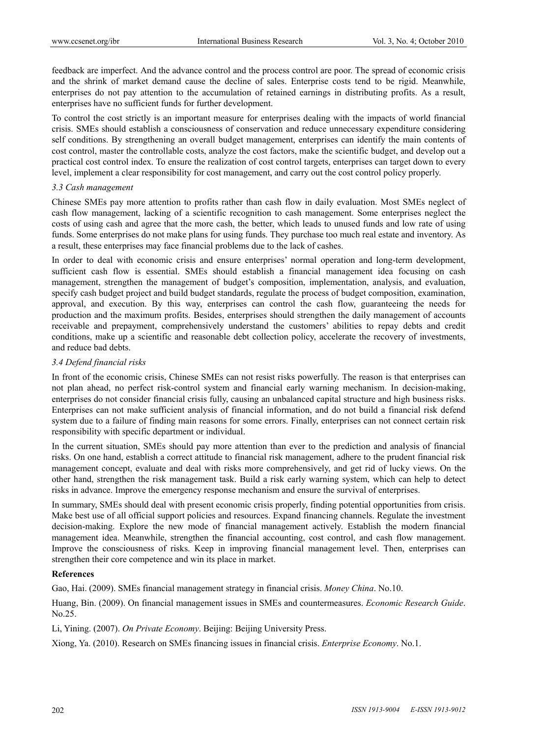feedback are imperfect. And the advance control and the process control are poor. The spread of economic crisis and the shrink of market demand cause the decline of sales. Enterprise costs tend to be rigid. Meanwhile, enterprises do not pay attention to the accumulation of retained earnings in distributing profits. As a result, enterprises have no sufficient funds for further development.

To control the cost strictly is an important measure for enterprises dealing with the impacts of world financial crisis. SMEs should establish a consciousness of conservation and reduce unnecessary expenditure considering self conditions. By strengthening an overall budget management, enterprises can identify the main contents of cost control, master the controllable costs, analyze the cost factors, make the scientific budget, and develop out a practical cost control index. To ensure the realization of cost control targets, enterprises can target down to every level, implement a clear responsibility for cost management, and carry out the cost control policy properly.

### *3.3 Cash management*

Chinese SMEs pay more attention to profits rather than cash flow in daily evaluation. Most SMEs neglect of cash flow management, lacking of a scientific recognition to cash management. Some enterprises neglect the costs of using cash and agree that the more cash, the better, which leads to unused funds and low rate of using funds. Some enterprises do not make plans for using funds. They purchase too much real estate and inventory. As a result, these enterprises may face financial problems due to the lack of cashes.

In order to deal with economic crisis and ensure enterprises' normal operation and long-term development, sufficient cash flow is essential. SMEs should establish a financial management idea focusing on cash management, strengthen the management of budget's composition, implementation, analysis, and evaluation, specify cash budget project and build budget standards, regulate the process of budget composition, examination, approval, and execution. By this way, enterprises can control the cash flow, guaranteeing the needs for production and the maximum profits. Besides, enterprises should strengthen the daily management of accounts receivable and prepayment, comprehensively understand the customers' abilities to repay debts and credit conditions, make up a scientific and reasonable debt collection policy, accelerate the recovery of investments, and reduce bad debts.

### *3.4 Defend financial risks*

In front of the economic crisis, Chinese SMEs can not resist risks powerfully. The reason is that enterprises can not plan ahead, no perfect risk-control system and financial early warning mechanism. In decision-making, enterprises do not consider financial crisis fully, causing an unbalanced capital structure and high business risks. Enterprises can not make sufficient analysis of financial information, and do not build a financial risk defend system due to a failure of finding main reasons for some errors. Finally, enterprises can not connect certain risk responsibility with specific department or individual.

In the current situation, SMEs should pay more attention than ever to the prediction and analysis of financial risks. On one hand, establish a correct attitude to financial risk management, adhere to the prudent financial risk management concept, evaluate and deal with risks more comprehensively, and get rid of lucky views. On the other hand, strengthen the risk management task. Build a risk early warning system, which can help to detect risks in advance. Improve the emergency response mechanism and ensure the survival of enterprises.

In summary, SMEs should deal with present economic crisis properly, finding potential opportunities from crisis. Make best use of all official support policies and resources. Expand financing channels. Regulate the investment decision-making. Explore the new mode of financial management actively. Establish the modern financial management idea. Meanwhile, strengthen the financial accounting, cost control, and cash flow management. Improve the consciousness of risks. Keep in improving financial management level. Then, enterprises can strengthen their core competence and win its place in market.

## References

Gao, Hai. (2009). SMEs financial management strategy in financial crisis. *Money China*. No.10.

Huang, Bin. (2009). On financial management issues in SMEs and countermeasures. *Economic Research Guide*. No.25.

Li, Yining. (2007). *On Private Economy*. Beijing: Beijing University Press.

Xiong, Ya. (2010). Research on SMEs financing issues in financial crisis. *Enterprise Economy*. No.1.